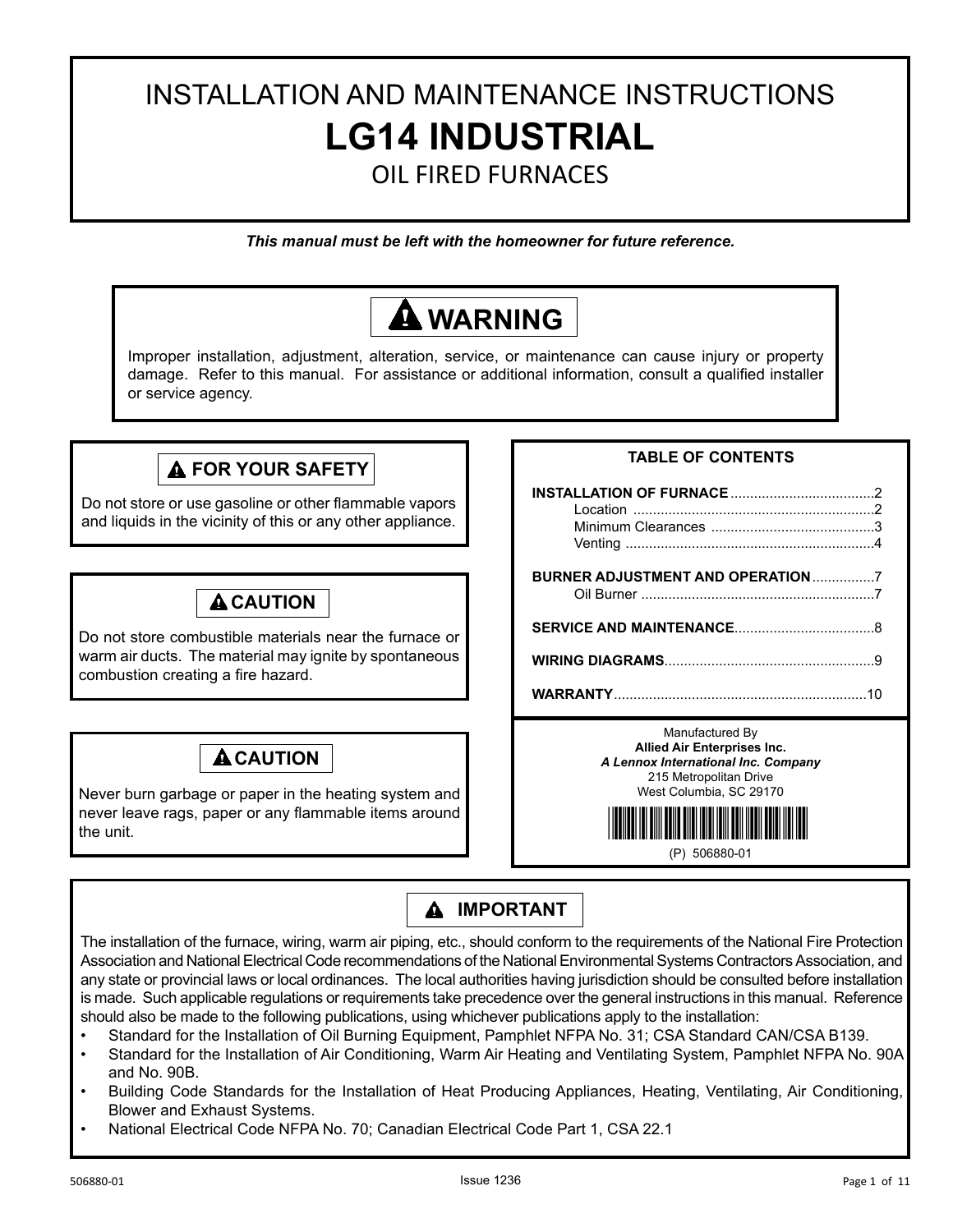# INSTALLATION AND MAINTENANCE INSTRUCTIONS

# LG14 INDUSTRIAL

## OIL FIRED FURNACES

***This manual must be left with the homeowner for future reference.***

### ⚠ WARNING

Improper installation, adjustment, alteration, service, or maintenance can cause injury or property damage. Refer to this manual. For assistance or additional information, consult a qualified installer or service agency.

### ⚠ FOR YOUR SAFETY

Do not store or use gasoline or other flammable vapors and liquids in the vicinity of this or any other appliance.

### ⚠ CAUTION

Do not store combustible materials near the furnace or warm air ducts. The material may ignite by spontaneous combustion creating a fire hazard.

### ⚠ CAUTION

Never burn garbage or paper in the heating system and never leave rags, paper or any flammable items around the unit.

### TABLE OF CONTENTS

**INSTALLATION OF FURNACE** .................................... 2
- Location .................................... 2
- Minimum Clearances .................................... 3
- Venting .................................... 4

**BURNER ADJUSTMENT AND OPERATION** .................................... 7
- Oil Burner .................................... 7

**SERVICE AND MAINTENANCE** .................................... 8

**WIRING DIAGRAMS** .................................... 9

**WARRANTY** .................................... 10

Manufactured By
**Allied Air Enterprises Inc.**
***A Lennox International Inc. Company***
215 Metropolitan Drive
West Columbia, SC 29170

(P) 506880-01

### ⚠ IMPORTANT

The installation of the furnace, wiring, warm air piping, etc., should conform to the requirements of the National Fire Protection Association and National Electrical Code recommendations of the National Environmental Systems Contractors Association, and any state or provincial laws or local ordinances. The local authorities having jurisdiction should be consulted before installation is made. Such applicable regulations or requirements take precedence over the general instructions in this manual. Reference should also be made to the following publications, using whichever publications apply to the installation:

- Standard for the Installation of Oil Burning Equipment, Pamphlet NFPA No. 31; CSA Standard CAN/CSA B139.
- Standard for the Installation of Air Conditioning, Warm Air Heating and Ventilating System, Pamphlet NFPA No. 90A and No. 90B.
- Building Code Standards for the Installation of Heat Producing Appliances, Heating, Ventilating, Air Conditioning, Blower and Exhaust Systems.
- National Electrical Code NFPA No. 70; Canadian Electrical Code Part 1, CSA 22.1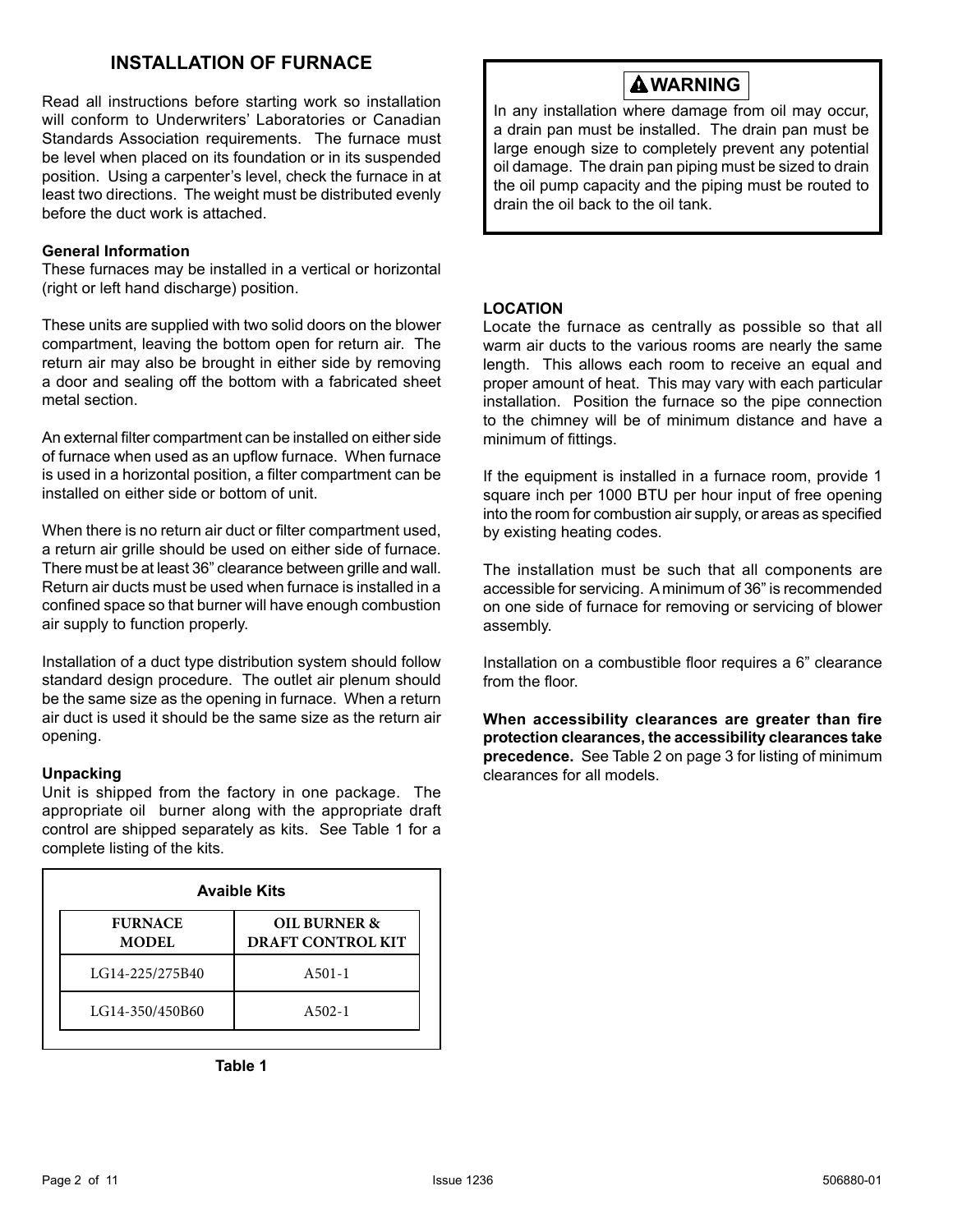## INSTALLATION OF FURNACE

Read all instructions before starting work so installation will conform to Underwriters' Laboratories or Canadian Standards Association requirements. The furnace must be level when placed on its foundation or in its suspended position. Using a carpenter's level, check the furnace in at least two directions. The weight must be distributed evenly before the duct work is attached.

### General Information

These furnaces may be installed in a vertical or horizontal (right or left hand discharge) position.

These units are supplied with two solid doors on the blower compartment, leaving the bottom open for return air. The return air may also be brought in either side by removing a door and sealing off the bottom with a fabricated sheet metal section.

An external filter compartment can be installed on either side of furnace when used as an upflow furnace. When furnace is used in a horizontal position, a filter compartment can be installed on either side or bottom of unit.

When there is no return air duct or filter compartment used, a return air grille should be used on either side of furnace. There must be at least 36" clearance between grille and wall. Return air ducts must be used when furnace is installed in a confined space so that burner will have enough combustion air supply to function properly.

Installation of a duct type distribution system should follow standard design procedure. The outlet air plenum should be the same size as the opening in furnace. When a return air duct is used it should be the same size as the return air opening.

### Unpacking

Unit is shipped from the factory in one package. The appropriate oil burner along with the appropriate draft control are shipped separately as kits. See Table 1 for a complete listing of the kits.

**Avaible Kits**

| FURNACE MODEL | OIL BURNER & DRAFT CONTROL KIT |
|---|---|
| LG14-225/275B40 | A501-1 |
| LG14-350/450B60 | A502-1 |

**Table 1**

> **⚠ WARNING**
>
> In any installation where damage from oil may occur, a drain pan must be installed. The drain pan must be large enough size to completely prevent any potential oil damage. The drain pan piping must be sized to drain the oil pump capacity and the piping must be routed to drain the oil back to the oil tank.

### LOCATION

Locate the furnace as centrally as possible so that all warm air ducts to the various rooms are nearly the same length. This allows each room to receive an equal and proper amount of heat. This may vary with each particular installation. Position the furnace so the pipe connection to the chimney will be of minimum distance and have a minimum of fittings.

If the equipment is installed in a furnace room, provide 1 square inch per 1000 BTU per hour input of free opening into the room for combustion air supply, or areas as specified by existing heating codes.

The installation must be such that all components are accessible for servicing. A minimum of 36" is recommended on one side of furnace for removing or servicing of blower assembly.

Installation on a combustible floor requires a 6" clearance from the floor.

**When accessibility clearances are greater than fire protection clearances, the accessibility clearances take precedence.** See Table 2 on page 3 for listing of minimum clearances for all models.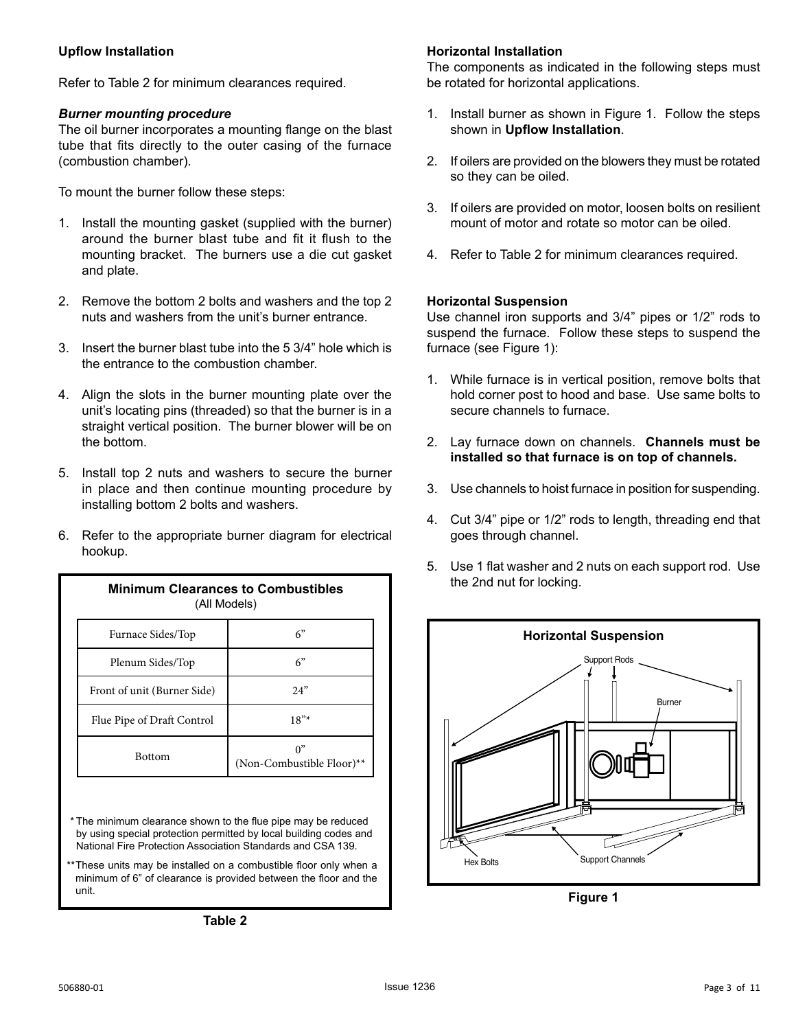### Upflow Installation

Refer to Table 2 for minimum clearances required.

***Burner mounting procedure***

The oil burner incorporates a mounting flange on the blast tube that fits directly to the outer casing of the furnace (combustion chamber).

To mount the burner follow these steps:

1. Install the mounting gasket (supplied with the burner) around the burner blast tube and fit it flush to the mounting bracket. The burners use a die cut gasket and plate.
2. Remove the bottom 2 bolts and washers and the top 2 nuts and washers from the unit's burner entrance.
3. Insert the burner blast tube into the 5 3/4" hole which is the entrance to the combustion chamber.
4. Align the slots in the burner mounting plate over the unit's locating pins (threaded) so that the burner is in a straight vertical position. The burner blower will be on the bottom.
5. Install top 2 nuts and washers to secure the burner in place and then continue mounting procedure by installing bottom 2 bolts and washers.
6. Refer to the appropriate burner diagram for electrical hookup.

**Minimum Clearances to Combustibles**
(All Models)

| Location | Clearance |
|---|---|
| Furnace Sides/Top | 6" |
| Plenum Sides/Top | 6" |
| Front of unit (Burner Side) | 24" |
| Flue Pipe of Draft Control | 18"* |
| Bottom | 0" (Non-Combustible Floor)** |

\* The minimum clearance shown to the flue pipe may be reduced by using special protection permitted by local building codes and National Fire Protection Association Standards and CSA 139.

\*\* These units may be installed on a combustible floor only when a minimum of 6" of clearance is provided between the floor and the unit.

**Table 2**

### Horizontal Installation

The components as indicated in the following steps must be rotated for horizontal applications.

1. Install burner as shown in Figure 1. Follow the steps shown in **Upflow Installation**.
2. If oilers are provided on the blowers they must be rotated so they can be oiled.
3. If oilers are provided on motor, loosen bolts on resilient mount of motor and rotate so motor can be oiled.
4. Refer to Table 2 for minimum clearances required.

### Horizontal Suspension

Use channel iron supports and 3/4" pipes or 1/2" rods to suspend the furnace. Follow these steps to suspend the furnace (see Figure 1):

1. While furnace is in vertical position, remove bolts that hold corner post to hood and base. Use same bolts to secure channels to furnace.
2. Lay furnace down on channels. **Channels must be installed so that furnace is on top of channels.**
3. Use channels to hoist furnace in position for suspending.
4. Cut 3/4" pipe or 1/2" rods to length, threading end that goes through channel.
5. Use 1 flat washer and 2 nuts on each support rod. Use the 2nd nut for locking.

**Horizontal Suspension**

Support Rods, Burner, Hex Bolts, Support Channels

**Figure 1**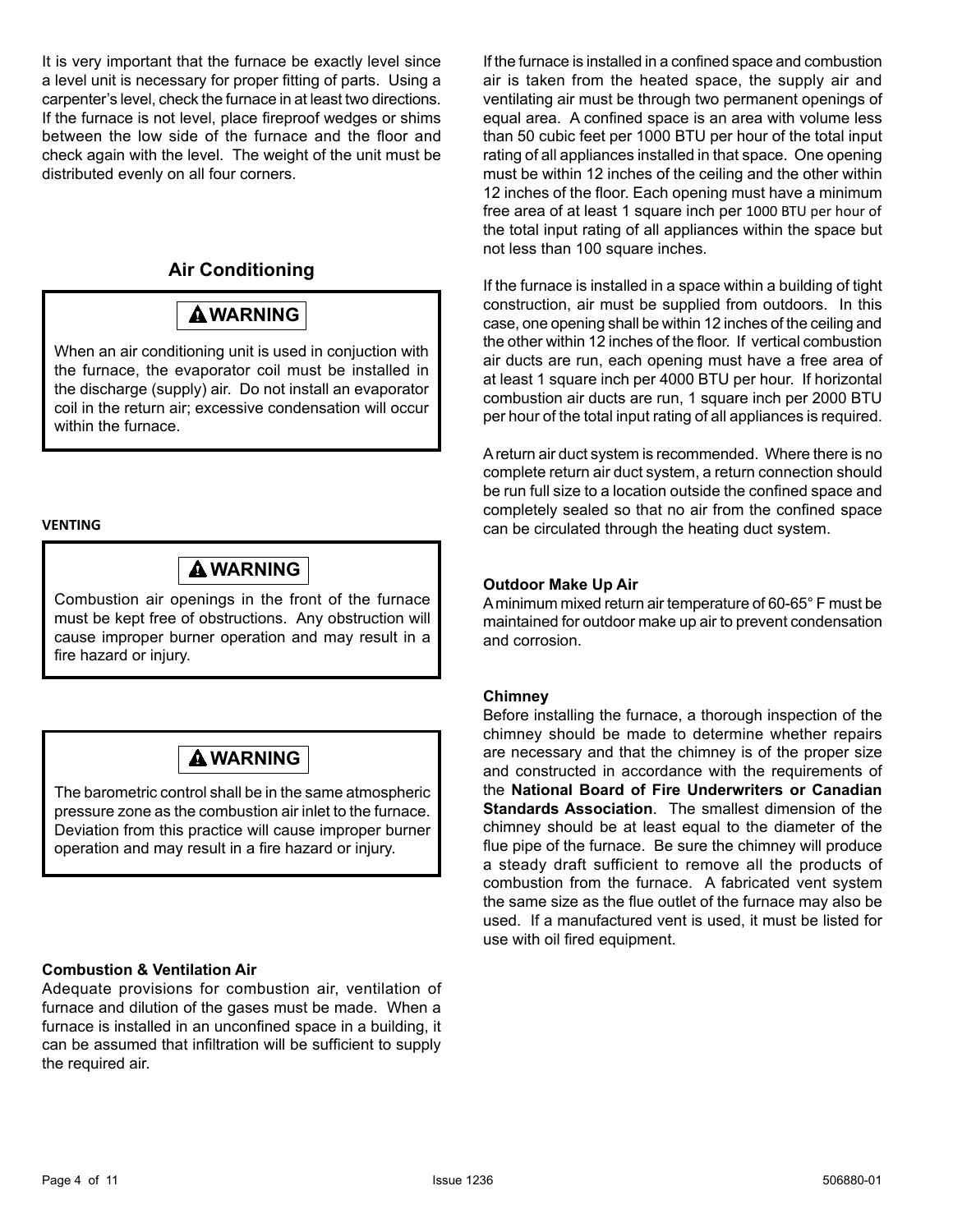It is very important that the furnace be exactly level since a level unit is necessary for proper fitting of parts. Using a carpenter's level, check the furnace in at least two directions. If the furnace is not level, place fireproof wedges or shims between the low side of the furnace and the floor and check again with the level. The weight of the unit must be distributed evenly on all four corners.

## Air Conditioning

> **⚠WARNING**
>
> When an air conditioning unit is used in conjuction with the furnace, the evaporator coil must be installed in the discharge (supply) air. Do not install an evaporator coil in the return air; excessive condensation will occur within the furnace.

**VENTING**

> **⚠WARNING**
>
> Combustion air openings in the front of the furnace must be kept free of obstructions. Any obstruction will cause improper burner operation and may result in a fire hazard or injury.

> **⚠WARNING**
>
> The barometric control shall be in the same atmospheric pressure zone as the combustion air inlet to the furnace. Deviation from this practice will cause improper burner operation and may result in a fire hazard or injury.

### Combustion & Ventilation Air

Adequate provisions for combustion air, ventilation of furnace and dilution of the gases must be made. When a furnace is installed in an unconfined space in a building, it can be assumed that infiltration will be sufficient to supply the required air.

If the furnace is installed in a confined space and combustion air is taken from the heated space, the supply air and ventilating air must be through two permanent openings of equal area. A confined space is an area with volume less than 50 cubic feet per 1000 BTU per hour of the total input rating of all appliances installed in that space. One opening must be within 12 inches of the ceiling and the other within 12 inches of the floor. Each opening must have a minimum free area of at least 1 square inch per 1000 BTU per hour of the total input rating of all appliances within the space but not less than 100 square inches.

If the furnace is installed in a space within a building of tight construction, air must be supplied from outdoors. In this case, one opening shall be within 12 inches of the ceiling and the other within 12 inches of the floor. If vertical combustion air ducts are run, each opening must have a free area of at least 1 square inch per 4000 BTU per hour. If horizontal combustion air ducts are run, 1 square inch per 2000 BTU per hour of the total input rating of all appliances is required.

A return air duct system is recommended. Where there is no complete return air duct system, a return connection should be run full size to a location outside the confined space and completely sealed so that no air from the confined space can be circulated through the heating duct system.

### Outdoor Make Up Air

A minimum mixed return air temperature of 60-65° F must be maintained for outdoor make up air to prevent condensation and corrosion.

### Chimney

Before installing the furnace, a thorough inspection of the chimney should be made to determine whether repairs are necessary and that the chimney is of the proper size and constructed in accordance with the requirements of the **National Board of Fire Underwriters or Canadian Standards Association**. The smallest dimension of the chimney should be at least equal to the diameter of the flue pipe of the furnace. Be sure the chimney will produce a steady draft sufficient to remove all the products of combustion from the furnace. A fabricated vent system the same size as the flue outlet of the furnace may also be used. If a manufactured vent is used, it must be listed for use with oil fired equipment.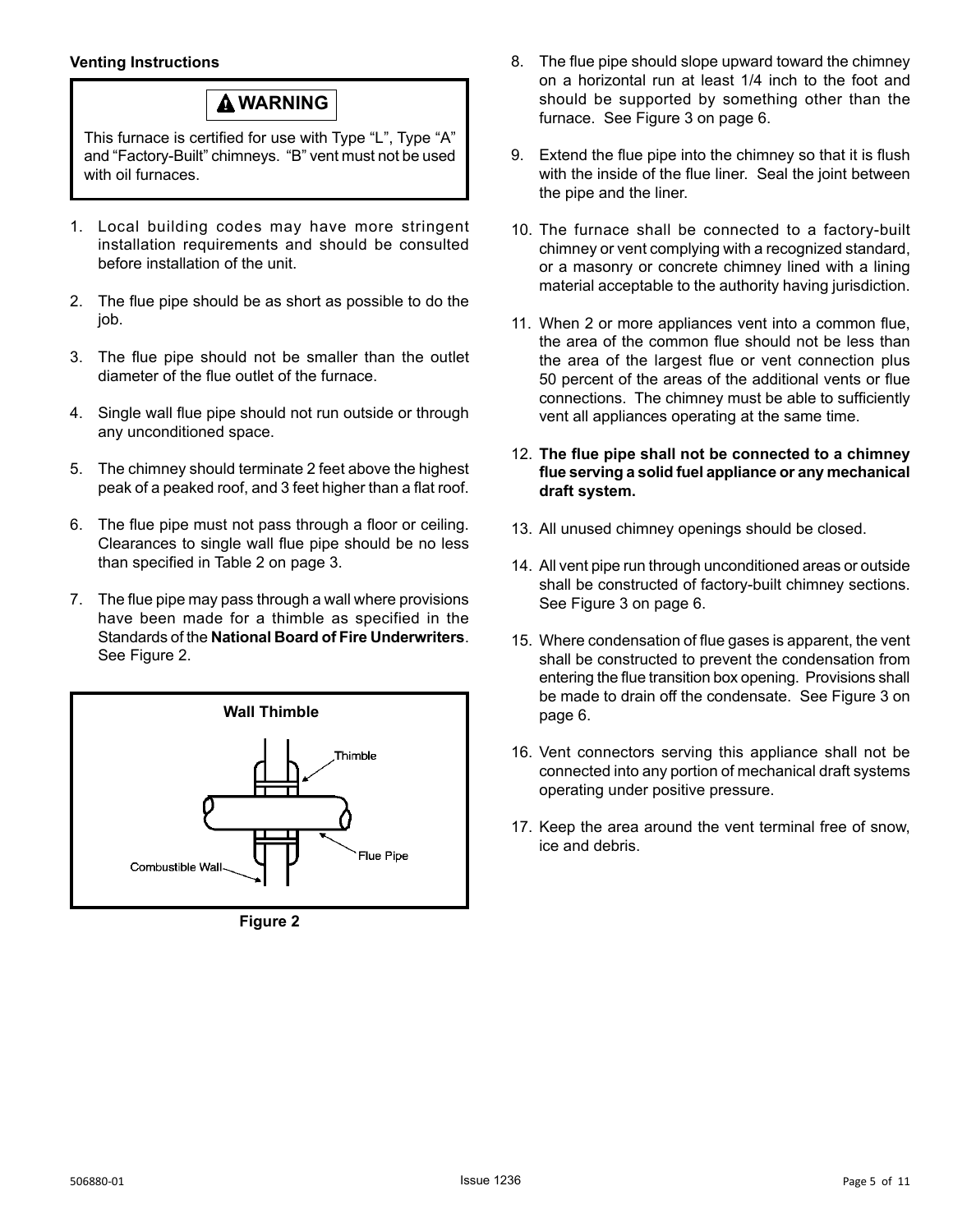**Venting Instructions**

> **⚠ WARNING**
>
> This furnace is certified for use with Type “L”, Type “A” and “Factory-Built” chimneys. “B” vent must not be used with oil furnaces.

1. Local building codes may have more stringent installation requirements and should be consulted before installation of the unit.
2. The flue pipe should be as short as possible to do the job.
3. The flue pipe should not be smaller than the outlet diameter of the flue outlet of the furnace.
4. Single wall flue pipe should not run outside or through any unconditioned space.
5. The chimney should terminate 2 feet above the highest peak of a peaked roof, and 3 feet higher than a flat roof.
6. The flue pipe must not pass through a floor or ceiling. Clearances to single wall flue pipe should be no less than specified in Table 2 on page 3.
7. The flue pipe may pass through a wall where provisions have been made for a thimble as specified in the Standards of the **National Board of Fire Underwriters**. See Figure 2.

**Wall Thimble**

Thimble

Flue Pipe

Combustible Wall

**Figure 2**

8. The flue pipe should slope upward toward the chimney on a horizontal run at least 1/4 inch to the foot and should be supported by something other than the furnace. See Figure 3 on page 6.
9. Extend the flue pipe into the chimney so that it is flush with the inside of the flue liner. Seal the joint between the pipe and the liner.
10. The furnace shall be connected to a factory-built chimney or vent complying with a recognized standard, or a masonry or concrete chimney lined with a lining material acceptable to the authority having jurisdiction.
11. When 2 or more appliances vent into a common flue, the area of the common flue should not be less than the area of the largest flue or vent connection plus 50 percent of the areas of the additional vents or flue connections. The chimney must be able to sufficiently vent all appliances operating at the same time.
12. **The flue pipe shall not be connected to a chimney flue serving a solid fuel appliance or any mechanical draft system.**
13. All unused chimney openings should be closed.
14. All vent pipe run through unconditioned areas or outside shall be constructed of factory-built chimney sections. See Figure 3 on page 6.
15. Where condensation of flue gases is apparent, the vent shall be constructed to prevent the condensation from entering the flue transition box opening. Provisions shall be made to drain off the condensate. See Figure 3 on page 6.
16. Vent connectors serving this appliance shall not be connected into any portion of mechanical draft systems operating under positive pressure.
17. Keep the area around the vent terminal free of snow, ice and debris.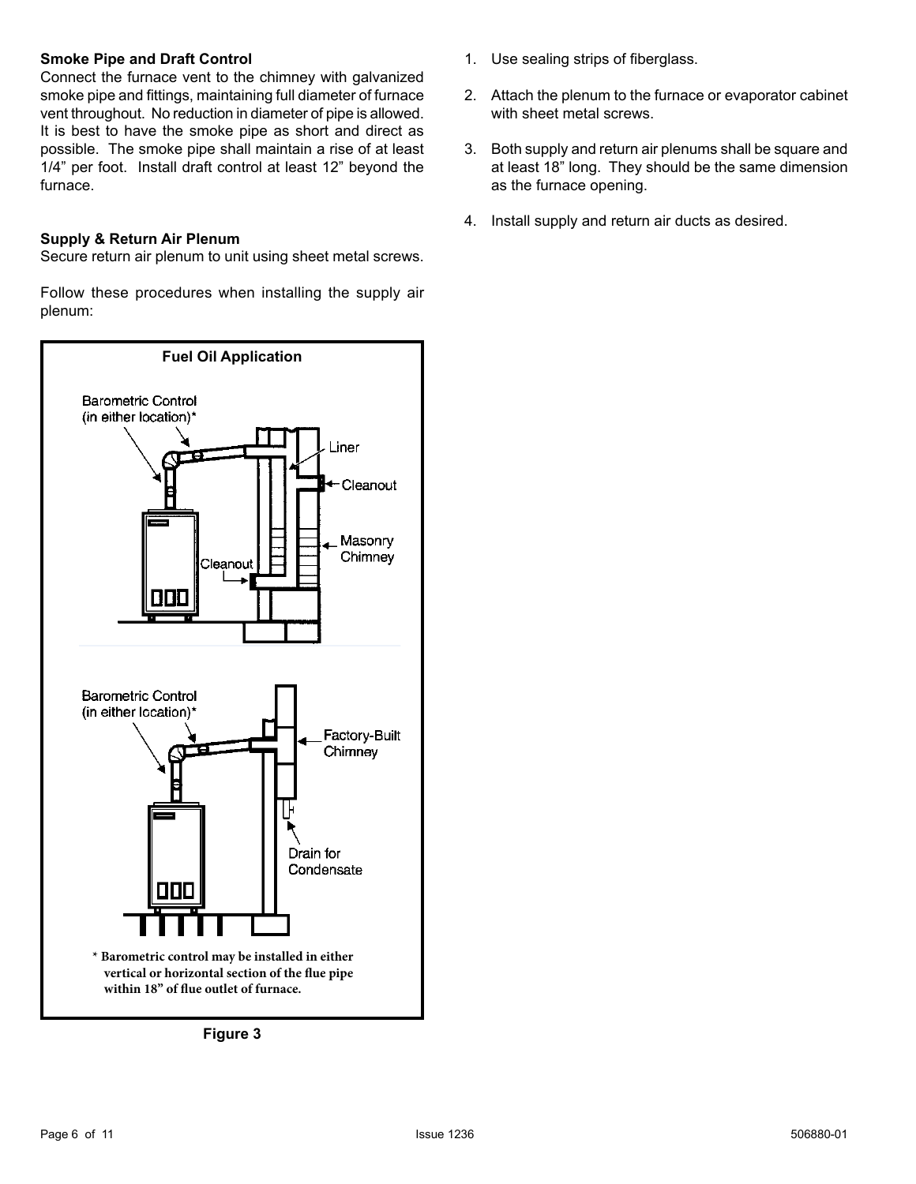**Smoke Pipe and Draft Control**

Connect the furnace vent to the chimney with galvanized smoke pipe and fittings, maintaining full diameter of furnace vent throughout. No reduction in diameter of pipe is allowed. It is best to have the smoke pipe as short and direct as possible. The smoke pipe shall maintain a rise of at least 1/4" per foot. Install draft control at least 12" beyond the furnace.

**Supply & Return Air Plenum**

Secure return air plenum to unit using sheet metal screws.

Follow these procedures when installing the supply air plenum:

1. Use sealing strips of fiberglass.
2. Attach the plenum to the furnace or evaporator cabinet with sheet metal screws.
3. Both supply and return air plenums shall be square and at least 18" long. They should be the same dimension as the furnace opening.
4. Install supply and return air ducts as desired.

**Fuel Oil Application**

Barometric Control (in either location)*

Liner

Cleanout

Masonry Chimney

Cleanout

Barometric Control (in either location)*

Factory-Built Chimney

Drain for Condensate

\* Barometric control may be installed in either vertical or horizontal section of the flue pipe within 18" of flue outlet of furnace.

**Figure 3**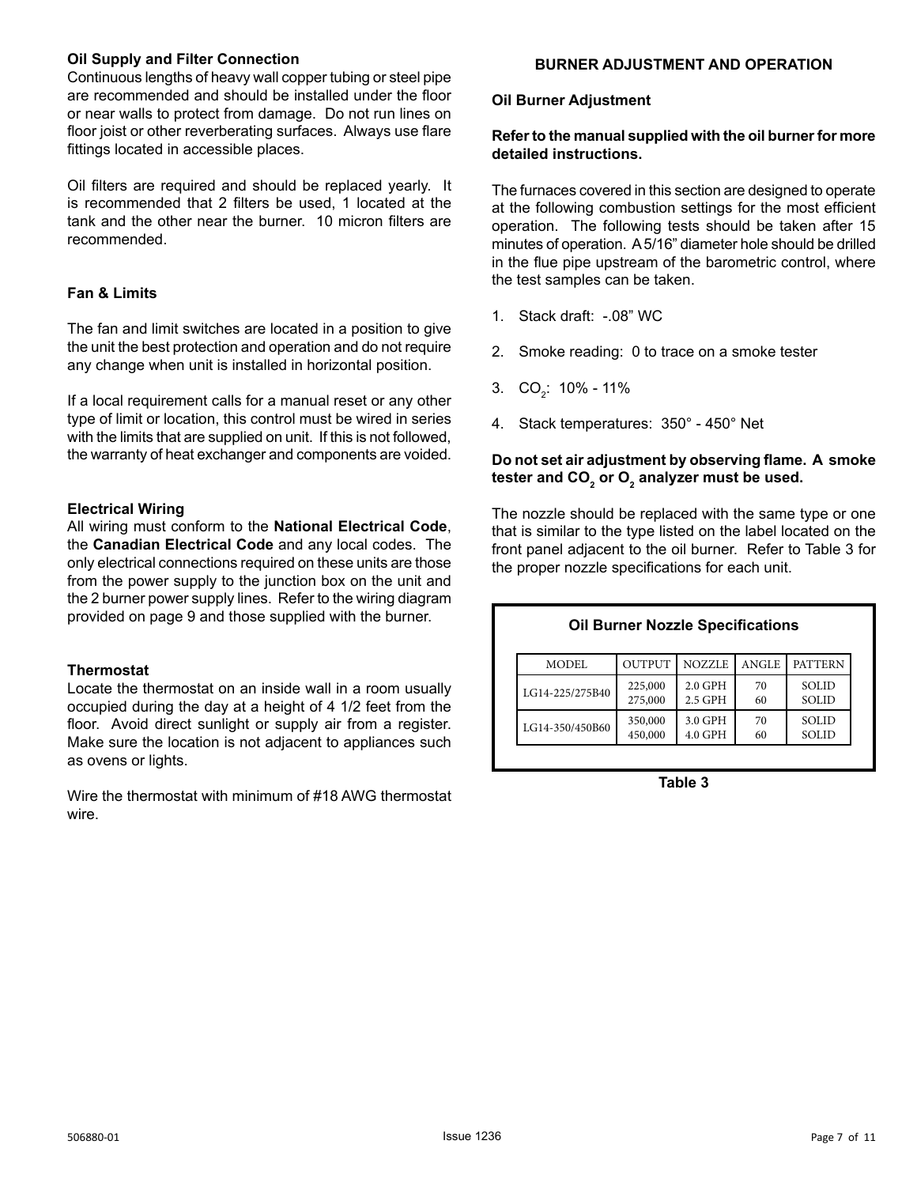### Oil Supply and Filter Connection

Continuous lengths of heavy wall copper tubing or steel pipe are recommended and should be installed under the floor or near walls to protect from damage. Do not run lines on floor joist or other reverberating surfaces. Always use flare fittings located in accessible places.

Oil filters are required and should be replaced yearly. It is recommended that 2 filters be used, 1 located at the tank and the other near the burner. 10 micron filters are recommended.

### Fan & Limits

The fan and limit switches are located in a position to give the unit the best protection and operation and do not require any change when unit is installed in horizontal position.

If a local requirement calls for a manual reset or any other type of limit or location, this control must be wired in series with the limits that are supplied on unit. If this is not followed, the warranty of heat exchanger and components are voided.

### Electrical Wiring

All wiring must conform to the **National Electrical Code**, the **Canadian Electrical Code** and any local codes. The only electrical connections required on these units are those from the power supply to the junction box on the unit and the 2 burner power supply lines. Refer to the wiring diagram provided on page 9 and those supplied with the burner.

### Thermostat

Locate the thermostat on an inside wall in a room usually occupied during the day at a height of 4 1/2 feet from the floor. Avoid direct sunlight or supply air from a register. Make sure the location is not adjacent to appliances such as ovens or lights.

Wire the thermostat with minimum of #18 AWG thermostat wire.

## BURNER ADJUSTMENT AND OPERATION

### Oil Burner Adjustment

**Refer to the manual supplied with the oil burner for more detailed instructions.**

The furnaces covered in this section are designed to operate at the following combustion settings for the most efficient operation. The following tests should be taken after 15 minutes of operation. A 5/16" diameter hole should be drilled in the flue pipe upstream of the barometric control, where the test samples can be taken.

1. Stack draft: -.08" WC
2. Smoke reading: 0 to trace on a smoke tester
3. $CO_2$: 10% - 11%
4. Stack temperatures: 350° - 450° Net

**Do not set air adjustment by observing flame. A smoke tester and $CO_2$ or $O_2$ analyzer must be used.**

The nozzle should be replaced with the same type or one that is similar to the type listed on the label located on the front panel adjacent to the oil burner. Refer to Table 3 for the proper nozzle specifications for each unit.

**Oil Burner Nozzle Specifications**

| MODEL | OUTPUT | NOZZLE | ANGLE | PATTERN |
|---|---|---|---|---|
| LG14-225/275B40 | 225,000<br>275,000 | 2.0 GPH<br>2.5 GPH | 70<br>60 | SOLID<br>SOLID |
| LG14-350/450B60 | 350,000<br>450,000 | 3.0 GPH<br>4.0 GPH | 70<br>60 | SOLID<br>SOLID |

Table 3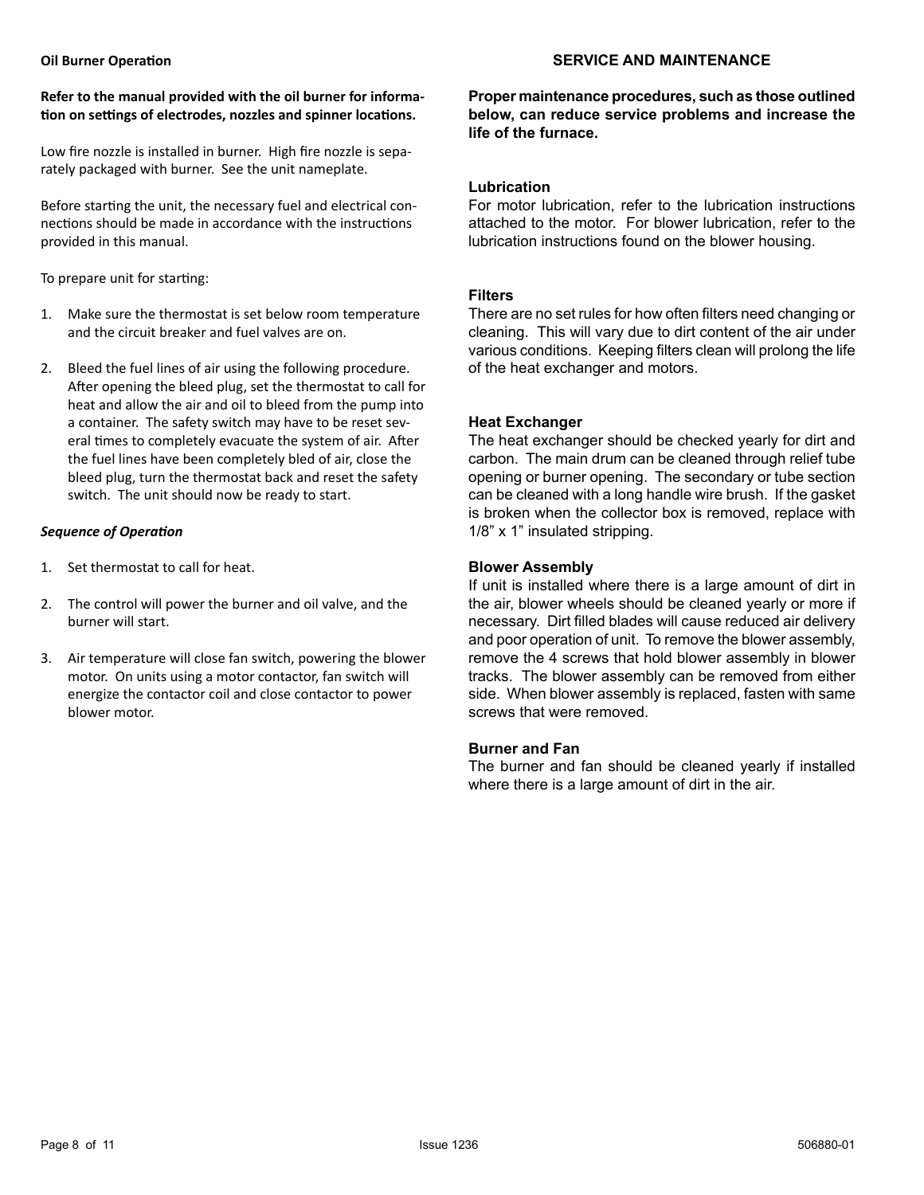## Oil Burner Operation

**Refer to the manual provided with the oil burner for information on settings of electrodes, nozzles and spinner locations.**

Low fire nozzle is installed in burner. High fire nozzle is separately packaged with burner. See the unit nameplate.

Before starting the unit, the necessary fuel and electrical connections should be made in accordance with the instructions provided in this manual.

To prepare unit for starting:

1. Make sure the thermostat is set below room temperature and the circuit breaker and fuel valves are on.
2. Bleed the fuel lines of air using the following procedure. After opening the bleed plug, set the thermostat to call for heat and allow the air and oil to bleed from the pump into a container. The safety switch may have to be reset several times to completely evacuate the system of air. After the fuel lines have been completely bled of air, close the bleed plug, turn the thermostat back and reset the safety switch. The unit should now be ready to start.

### *Sequence of Operation*

1. Set thermostat to call for heat.
2. The control will power the burner and oil valve, and the burner will start.
3. Air temperature will close fan switch, powering the blower motor. On units using a motor contactor, fan switch will energize the contactor coil and close contactor to power blower motor.

## SERVICE AND MAINTENANCE

**Proper maintenance procedures, such as those outlined below, can reduce service problems and increase the life of the furnace.**

### Lubrication

For motor lubrication, refer to the lubrication instructions attached to the motor. For blower lubrication, refer to the lubrication instructions found on the blower housing.

### Filters

There are no set rules for how often filters need changing or cleaning. This will vary due to dirt content of the air under various conditions. Keeping filters clean will prolong the life of the heat exchanger and motors.

### Heat Exchanger

The heat exchanger should be checked yearly for dirt and carbon. The main drum can be cleaned through relief tube opening or burner opening. The secondary or tube section can be cleaned with a long handle wire brush. If the gasket is broken when the collector box is removed, replace with 1/8" x 1" insulated stripping.

### Blower Assembly

If unit is installed where there is a large amount of dirt in the air, blower wheels should be cleaned yearly or more if necessary. Dirt filled blades will cause reduced air delivery and poor operation of unit. To remove the blower assembly, remove the 4 screws that hold blower assembly in blower tracks. The blower assembly can be removed from either side. When blower assembly is replaced, fasten with same screws that were removed.

### Burner and Fan

The burner and fan should be cleaned yearly if installed where there is a large amount of dirt in the air.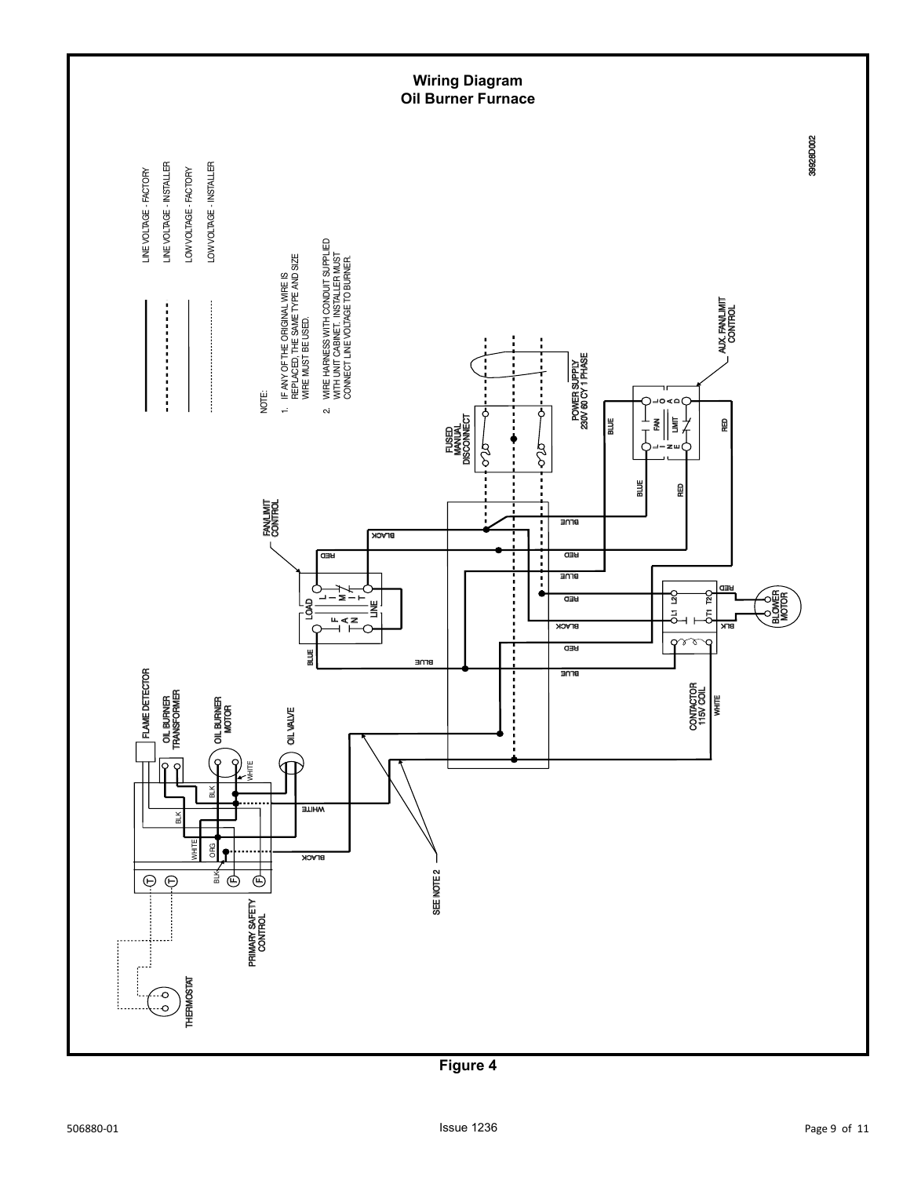# Wiring Diagram
## Oil Burner Furnace

| | |
|---|---|
| ———— | LINE VOLTAGE - FACTORY |
| - - - - - - | LINE VOLTAGE - INSTALLER |
| ———— | LOW VOLTAGE - FACTORY |
| ........... | LOW VOLTAGE - INSTALLER |

NOTE:

1. IF ANY OF THE ORIGINAL WIRE IS REPLACED, THE SAME TYPE AND SIZE WIRE MUST BE USED.
2. WIRE HARNESS WITH CONDUIT SUPPLIED WITH UNIT CABINET. INSTALLER MUST CONNECT LINE VOLTAGE TO BURNER.

FLAME DETECTOR

OIL BURNER TRANSFORMER

OIL BURNER MOTOR

OIL VALVE

PRIMARY SAFETY CONTROL

THERMOSTAT

SEE NOTE 2

FAN/LIMIT CONTROL

FUSED MANUAL DISCONNECT

POWER SUPPLY 230V 60 CY 1 PHASE

AUX. FAN/LIMIT CONTROL

CONTACTOR 115V COIL

BLOWER MOTOR

39928D002

Figure 4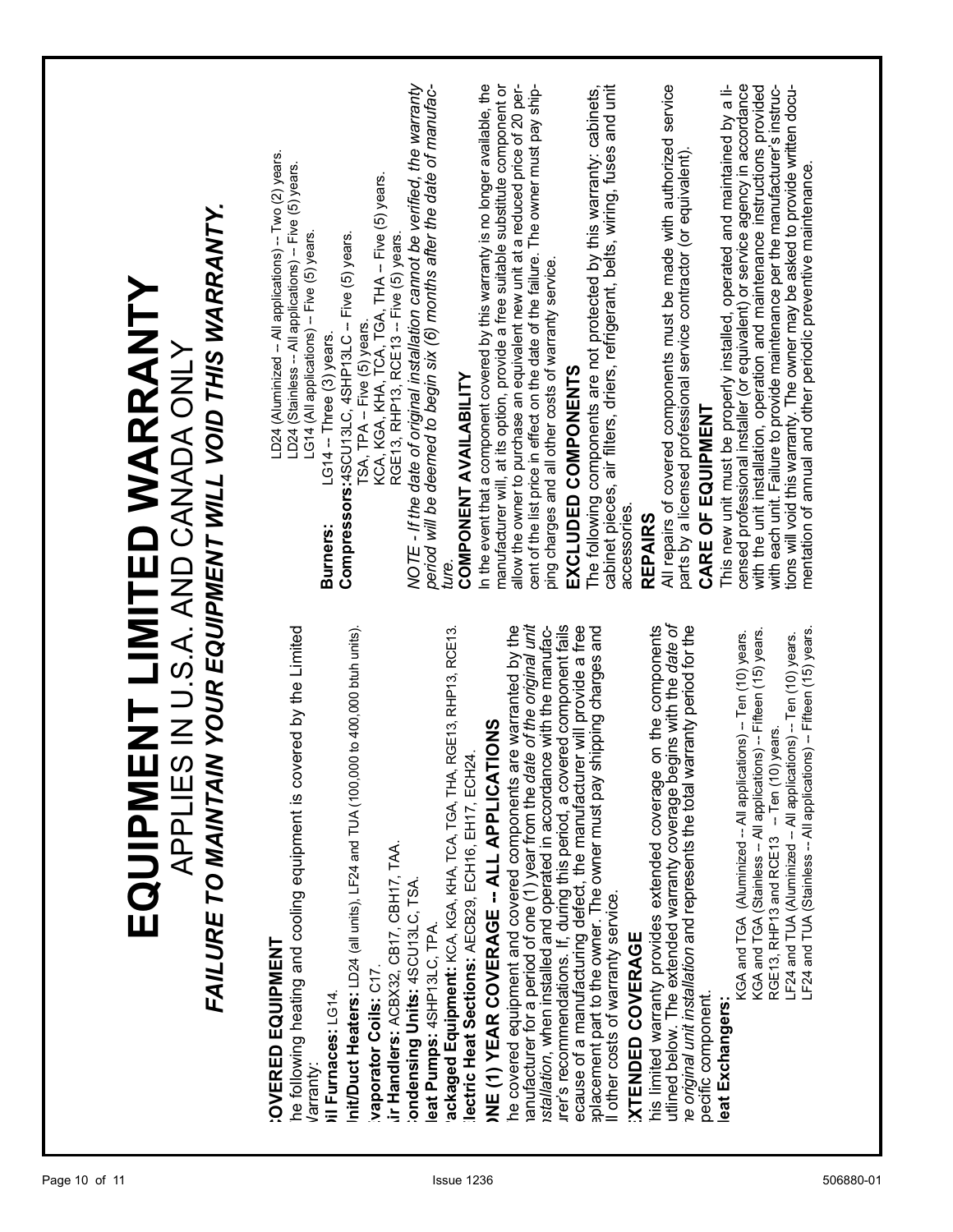# EQUIPMENT LIMITED WARRANTY

APPLIES IN U.S.A. AND CANADA ONLY

***FAILURE TO MAINTAIN YOUR EQUIPMENT WILL VOID THIS WARRANTY.***

## COVERED EQUIPMENT

The following heating and cooling equipment is covered by the Limited Warranty:

**Oil Furnaces:** LG14.

**Unit/Duct Heaters:** LD24 (all units), LF24 and TUA (100,000 to 400,000 btuh units).

**Evaporator Coils:** C17.

**Air Handlers:** ACBX32, CB17, CBH17, TAA.

**Condensing Units:** 4SCU13LC, TSA.

**Heat Pumps:** 4SHP13LC, TPA.

**Packaged Equipment:** KCA, KGA, KHA, TCA, TGA, THA, RGE13, RHP13, RCE13.

**Electric Heat Sections:** AECB29, ECH16, EH17, ECH24.

## ONE (1) YEAR COVERAGE -- ALL APPLICATIONS

The covered equipment and covered components are warranted by the manufacturer for a period of one (1) year from the *date of the original unit installation*, when installed and operated in accordance with the manufacturer's recommendations. If, during this period, a covered component fails because of a manufacturing defect, the manufacturer will provide a free replacement part to the owner. The owner must pay shipping charges and all other costs of warranty service.

## EXTENDED COVERAGE

This limited warranty provides extended coverage on the components outlined below. The extended warranty coverage begins with the *date of the original unit installation* and represents the total warranty period for the specific component.

**Heat Exchangers:**

KGA and TGA (Aluminized -- All applications) -- Ten (10) years.
KGA and TGA (Stainless -- All applications) -- Fifteen (15) years.
RGE13, RHP13 and RCE13 -- Ten (10) years.
LF24 and TUA (Aluminized -- All applications) -- Ten (10) years.
LF24 and TUA (Stainless -- All applications) -- Fifteen (15) years.
LD24 (Aluminized -- All applications) -- Two (2) years.
LD24 (Stainless -- All applications) -- Five (5) years.
LG14 (All applications) -- Five (5) years.

**Burners:** LG14 -- Three (3) years.

**Compressors:** 4SCU13LC, 4SHP13LC -- Five (5) years.
TSA, TPA -- Five (5) years.
KCA, KGA, KHA, TCA, TGA, THA -- Five (5) years.
RGE13, RHP13, RCE13 -- Five (5) years.

*NOTE - If the date of original installation cannot be verified, the warranty period will be deemed to begin six (6) months after the date of manufacture.*

## COMPONENT AVAILABILITY

In the event that a component covered by this warranty is no longer available, the manufacturer will, at its option, provide a free suitable substitute component or allow the owner to purchase an equivalent new unit at a reduced price of 20 percent of the list price in effect on the date of the failure. The owner must pay shipping charges and all other costs of warranty service.

## EXCLUDED COMPONENTS

The following components are not protected by this warranty: cabinets, cabinet pieces, air filters, driers, refrigerant, belts, wiring, fuses and unit accessories.

## REPAIRS

All repairs of covered components must be made with authorized service parts by a licensed professional service contractor (or equivalent).

## CARE OF EQUIPMENT

This new unit must be properly installed, operated and maintained by a licensed professional installer (or equivalent) or service agency in accordance with the unit installation, operation and maintenance instructions provided with each unit. Failure to provide maintenance per the manufacturer's instructions will void this warranty. The owner may be asked to provide written documentation of annual and other periodic preventive maintenance.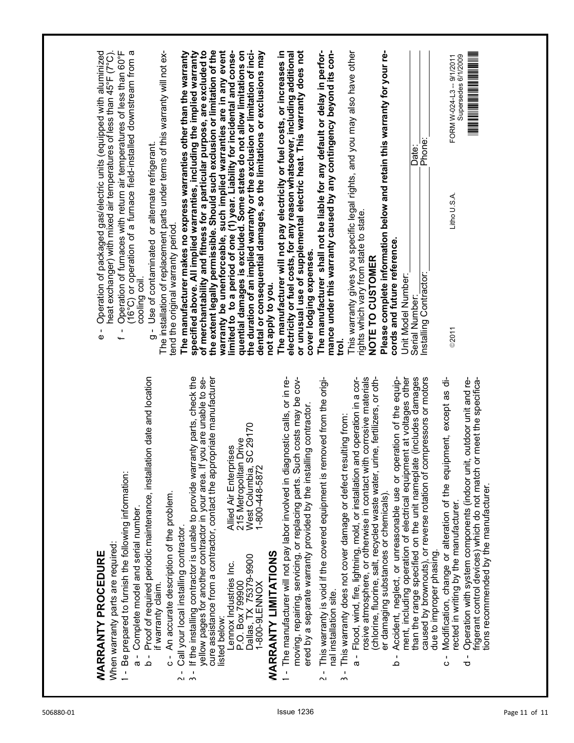## WARRANTY PROCEDURE

When warranty parts are required:

1 - Be prepared to furnish the following information:

- a - Complete model and serial number.
- b - Proof of required periodic maintenance, installation date and location if warranty claim.
- c - An accurate description of the problem.

2 - Call your local installing contractor.

3 - If the installing contractor is unable to provide warranty parts, check the yellow pages for another contractor in your area. If you are unable to secure assistance from a contractor, contact the appropriate manufacturer listed below:

| | |
|---|---|
| Lennox Industries Inc. | Allied Air Enterprises |
| P.O. Box 799900 | 215 Metropolitan Drive |
| Dallas, TX 75379-9900 | West Columbia, SC 29170 |
| 1-800-9LENNOX | 1-800-448-5872 |

## WARRANTY LIMITATIONS

1 - The manufacturer will not pay labor involved in diagnostic calls, or in removing, repairing, servicing, or replacing parts. Such costs may be covered by a separate warranty provided by the installing contractor.

2 - This warranty is void if the covered equipment is removed from the original installation site.

3 - This warranty does not cover damage or defect resulting from:

- a - Flood, wind, fire, lightning, mold, or installation and operation in a corrosive atmosphere, or otherwise in contact with corrosive materials (chlorine, fluorine, salt, recycled waste water, urine, fertilizers, or other damaging substances or chemicals).
- b - Accident, neglect, or unreasonable use or operation of the equipment, including operation of electrical equipment at voltages other than the range specified on the unit nameplate (includes damages caused by brownouts), or reverse rotation of compressors or motors due to improper phasing.
- c - Modification, change or alteration of the equipment, except as directed in writing by the manufacturer.
- d - Operation with system components (indoor unit, outdoor unit and refrigerant control devices) which do not match or meet the specifications recommended by the manufacturer.
- e - Operation of packaged gas/electric units (equipped with aluminized heat exchanger) with mixed air temperatures of less than 45°F (7°C).
- f - Operation of furnaces with return air temperatures of less than 60°F (16°C) or operation of a furnace field-installed downstream from a cooling coil.
- g - Use of contaminated or alternate refrigerant.

The installation of replacement parts under terms of this warranty will not extend the original warranty period.

**The manufacturer makes no express warranties other than the warranty specified above. All implied warranties, including the implied warranty of merchantability and fitness for a particular purpose, are excluded to the extent legally permissible. Should such exclusion or limitation of the warranty be unenforceable, such implied warranties are in any event limited to to a period of one (1) year. Liability for incidental and consequential damages is excluded. Some states do not allow limitations on the duration of an implied warranty or the exclusion or limitation of incidental or consequential damages, so the limitations or exclusions may not apply to you.**

**The manufacturer will not pay electricity or fuel costs, or increases in electricity or fuel costs, for any reason whatsoever, including additional or unusual use of supplemental electric heat. This warranty does not cover lodging expenses.**

**The manufacturer shall not be liable for any default or delay in performance under this warranty caused by any contingency beyond its control.**

This warranty gives you specific legal rights, and you may also have other rights which vary from state to state.

**NOTE TO CUSTOMER**

**Please complete information below and retain this warranty for your records and future reference.**

Unit Model Number: ____________________

Serial Number: ____________________ Date: ____________________

Installing Contractor: ____________________ Phone: ____________________

©2011 Litho U.S.A. FORM W-024-L3 -- 9/1/2011 Supersedes 6/1/2009

506880-01 Issue 1236